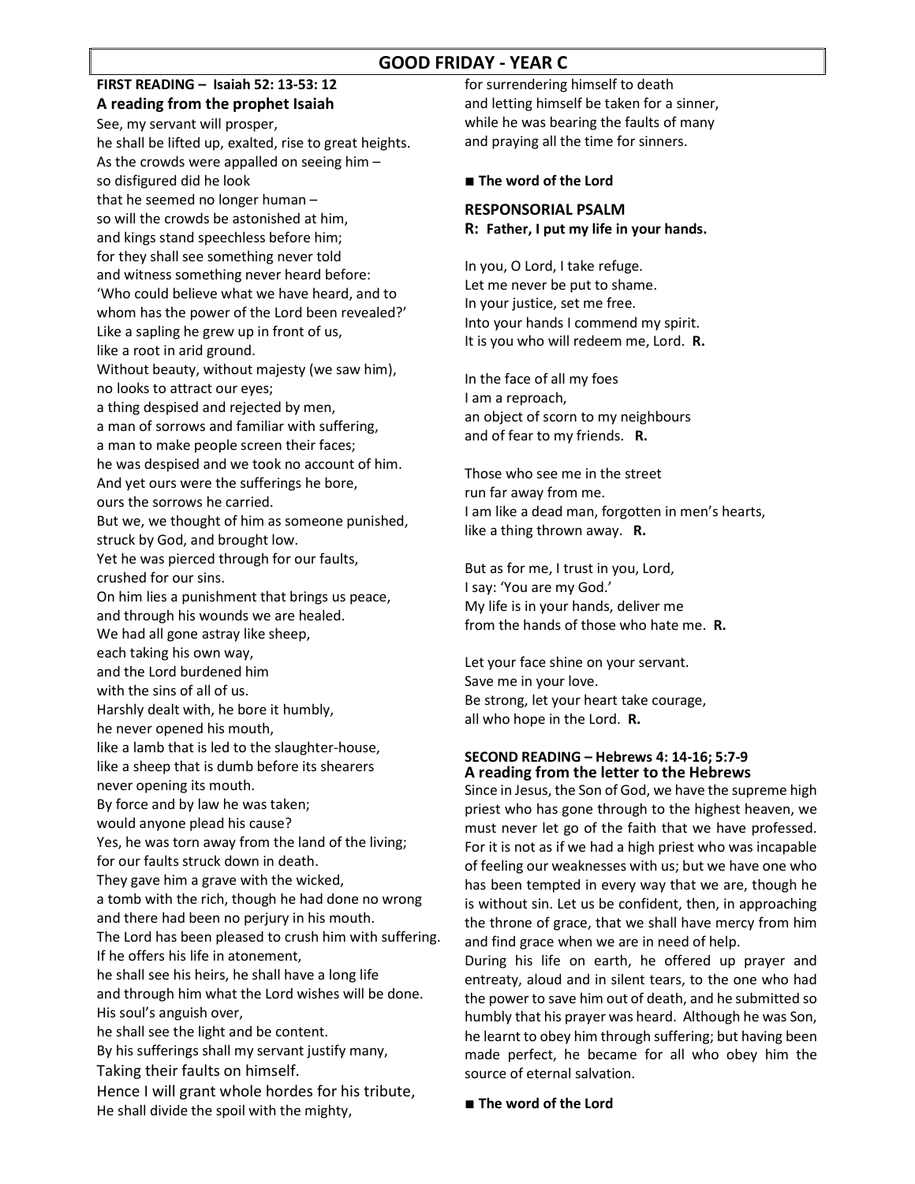# GOOD FRIDAY - YEAR C

**FIRST READING – Isaiah 52: 13-53: 12**

**A reading from the prophet Isaiah**

See, my servant will prosper,
he shall be lifted up, exalted, rise to great heights.
As the crowds were appalled on seeing him –
so disfigured did he look
that he seemed no longer human –
so will the crowds be astonished at him,
and kings stand speechless before him;
for they shall see something never told
and witness something never heard before:
'Who could believe what we have heard, and to whom has the power of the Lord been revealed?'
Like a sapling he grew up in front of us,
like a root in arid ground.
Without beauty, without majesty (we saw him),
no looks to attract our eyes;
a thing despised and rejected by men,
a man of sorrows and familiar with suffering,
a man to make people screen their faces;
he was despised and we took no account of him.
And yet ours were the sufferings he bore,
ours the sorrows he carried.
But we, we thought of him as someone punished,
struck by God, and brought low.
Yet he was pierced through for our faults,
crushed for our sins.
On him lies a punishment that brings us peace,
and through his wounds we are healed.
We had all gone astray like sheep,
each taking his own way,
and the Lord burdened him
with the sins of all of us.
Harshly dealt with, he bore it humbly,
he never opened his mouth,
like a lamb that is led to the slaughter-house,
like a sheep that is dumb before its shearers
never opening its mouth.
By force and by law he was taken;
would anyone plead his cause?
Yes, he was torn away from the land of the living;
for our faults struck down in death.
They gave him a grave with the wicked,
a tomb with the rich, though he had done no wrong
and there had been no perjury in his mouth.
The Lord has been pleased to crush him with suffering.
If he offers his life in atonement,
he shall see his heirs, he shall have a long life
and through him what the Lord wishes will be done.
His soul's anguish over,
he shall see the light and be content.
By his sufferings shall my servant justify many,
Taking their faults on himself.
Hence I will grant whole hordes for his tribute,
He shall divide the spoil with the mighty,
for surrendering himself to death
and letting himself be taken for a sinner,
while he was bearing the faults of many
and praying all the time for sinners.

■ **The word of the Lord**

**RESPONSORIAL PSALM**

**R: Father, I put my life in your hands.**

In you, O Lord, I take refuge.
Let me never be put to shame.
In your justice, set me free.
Into your hands I commend my spirit.
It is you who will redeem me, Lord. **R.**

In the face of all my foes
I am a reproach,
an object of scorn to my neighbours
and of fear to my friends. **R.**

Those who see me in the street
run far away from me.
I am like a dead man, forgotten in men's hearts,
like a thing thrown away. **R.**

But as for me, I trust in you, Lord,
I say: 'You are my God.'
My life is in your hands, deliver me
from the hands of those who hate me. **R.**

Let your face shine on your servant.
Save me in your love.
Be strong, let your heart take courage,
all who hope in the Lord. **R.**

**SECOND READING – Hebrews 4: 14-16; 5:7-9**

**A reading from the letter to the Hebrews**

Since in Jesus, the Son of God, we have the supreme high priest who has gone through to the highest heaven, we must never let go of the faith that we have professed. For it is not as if we had a high priest who was incapable of feeling our weaknesses with us; but we have one who has been tempted in every way that we are, though he is without sin. Let us be confident, then, in approaching the throne of grace, that we shall have mercy from him and find grace when we are in need of help.

During his life on earth, he offered up prayer and entreaty, aloud and in silent tears, to the one who had the power to save him out of death, and he submitted so humbly that his prayer was heard. Although he was Son, he learnt to obey him through suffering; but having been made perfect, he became for all who obey him the source of eternal salvation.

■ **The word of the Lord**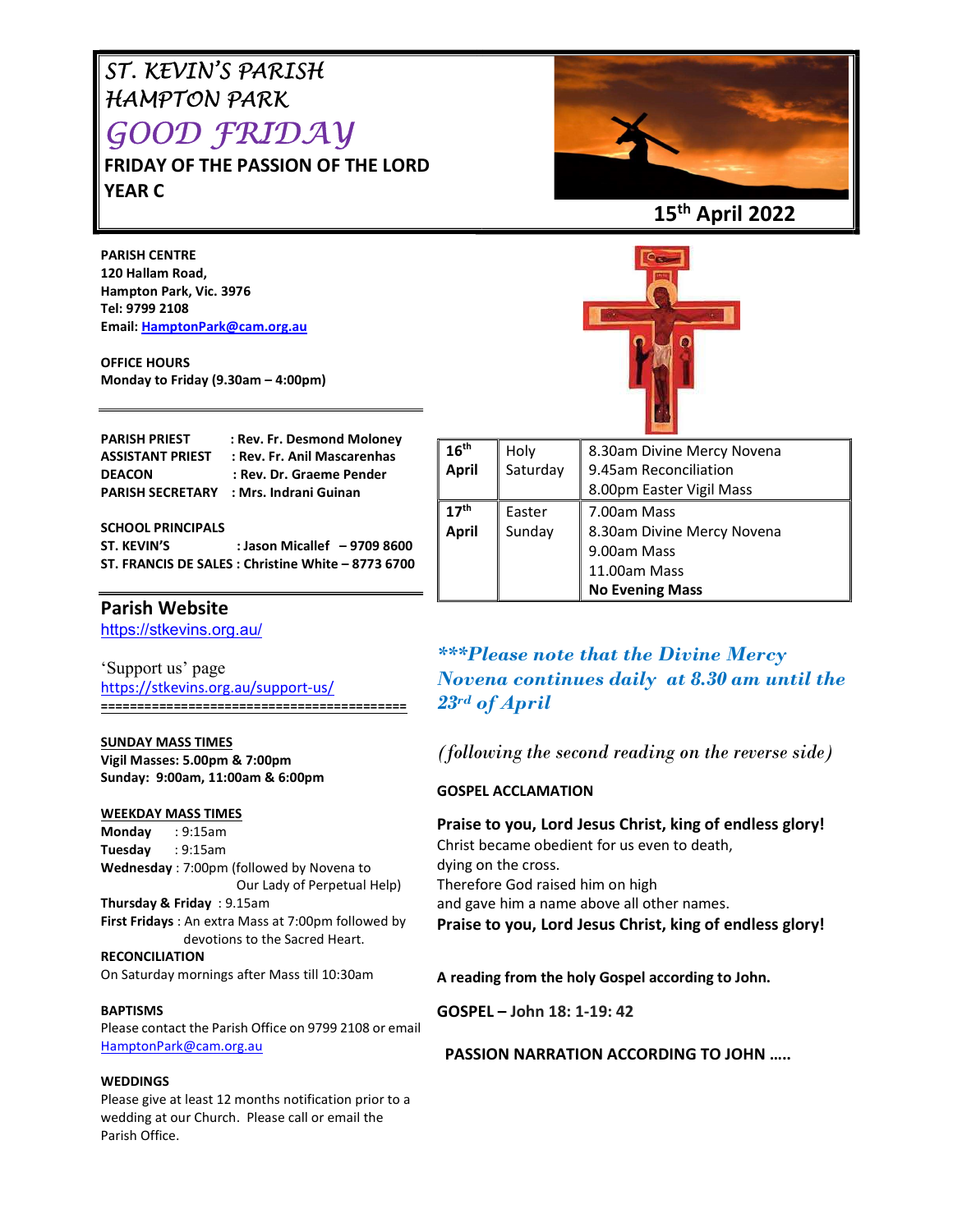# ST. KEVIN'S PARISH HAMPTON PARK

# GOOD FRIDAY

## FRIDAY OF THE PASSION OF THE LORD
## YEAR C

**15th April 2022**

**PARISH CENTRE**
**120 Hallam Road,**
**Hampton Park, Vic. 3976**
**Tel: 9799 2108**
**Email: HamptonPark@cam.org.au**

**OFFICE HOURS**
**Monday to Friday (9.30am – 4:00pm)**

**PARISH PRIEST** : Rev. Fr. Desmond Moloney
**ASSISTANT PRIEST** : Rev. Fr. Anil Mascarenhas
**DEACON** : Rev. Dr. Graeme Pender
**PARISH SECRETARY** : Mrs. Indrani Guinan

**SCHOOL PRINCIPALS**
**ST. KEVIN'S** : Jason Micallef – 9709 8600
**ST. FRANCIS DE SALES** : Christine White – 8773 6700

## Parish Website

https://stkevins.org.au/

'Support us' page
https://stkevins.org.au/support-us/

==========================================

**SUNDAY MASS TIMES**
**Vigil Masses: 5.00pm & 7:00pm**
**Sunday: 9:00am, 11:00am & 6:00pm**

**WEEKDAY MASS TIMES**
**Monday** : 9:15am
**Tuesday** : 9:15am
**Wednesday** : 7:00pm (followed by Novena to Our Lady of Perpetual Help)
**Thursday & Friday** : 9.15am
**First Fridays** : An extra Mass at 7:00pm followed by devotions to the Sacred Heart.

**RECONCILIATION**
On Saturday mornings after Mass till 10:30am

**BAPTISMS**
Please contact the Parish Office on 9799 2108 or email HamptonPark@cam.org.au

**WEDDINGS**
Please give at least 12 months notification prior to a wedding at our Church. Please call or email the Parish Office.

| | | |
|---|---|---|
| **16th April** | Holy Saturday | 8.30am Divine Mercy Novena<br>9.45am Reconciliation<br>8.00pm Easter Vigil Mass |
| **17th April** | Easter Sunday | 7.00am Mass<br>8.30am Divine Mercy Novena<br>9.00am Mass<br>11.00am Mass<br>**No Evening Mass** |

***\*\*\*Please note that the Divine Mercy Novena continues daily at 8.30 am until the 23rd of April***

*(following the second reading on the reverse side)*

**GOSPEL ACCLAMATION**

**Praise to you, Lord Jesus Christ, king of endless glory!**
Christ became obedient for us even to death,
dying on the cross.
Therefore God raised him on high
and gave him a name above all other names.
**Praise to you, Lord Jesus Christ, king of endless glory!**

**A reading from the holy Gospel according to John.**

**GOSPEL – John 18: 1-19: 42**

**PASSION NARRATION ACCORDING TO JOHN …..**